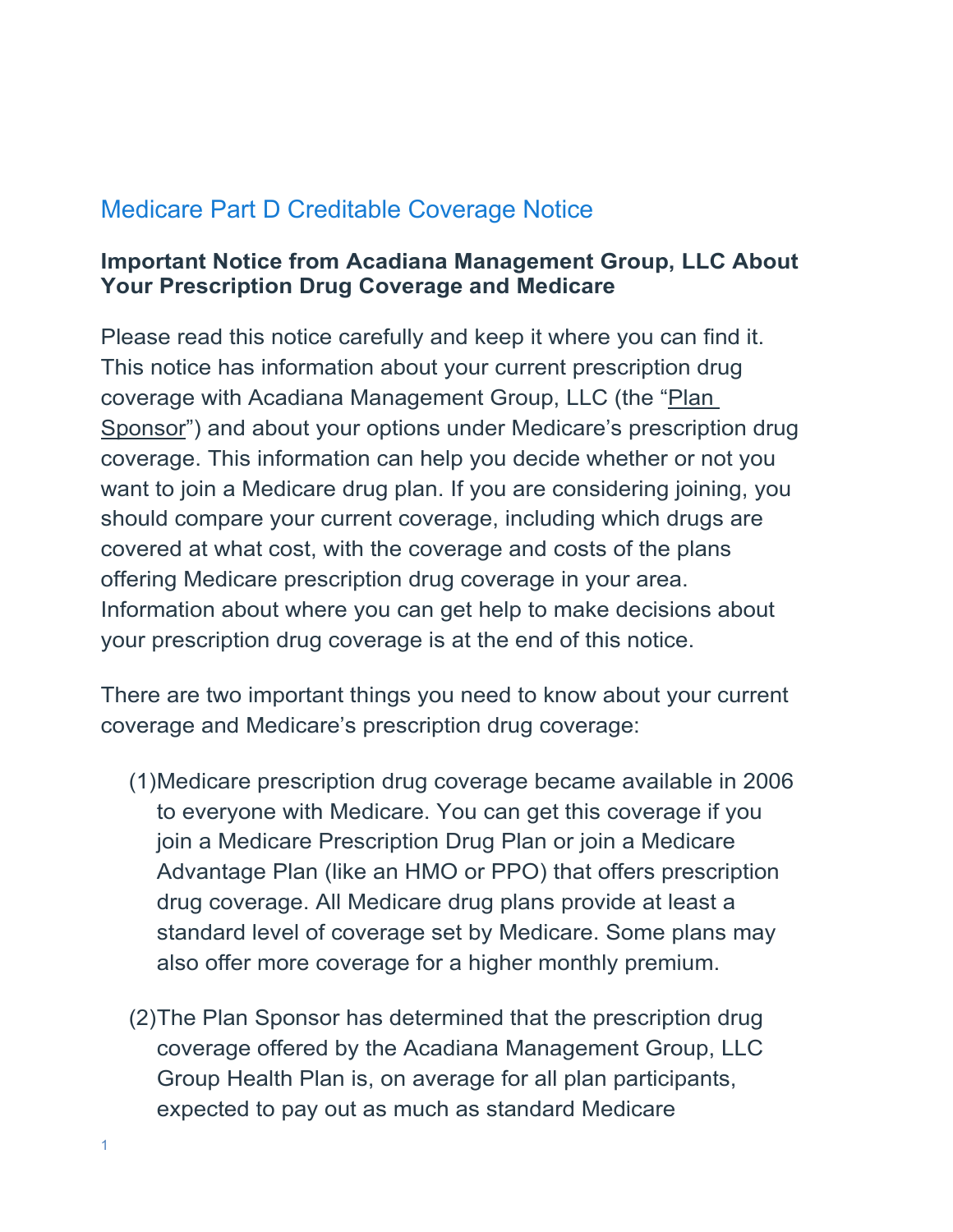# Medicare Part D Creditable Coverage Notice

## Important Notice from Acadiana Management Group, LLC About Your Prescription Drug Coverage and Medicare

Please read this notice carefully and keep it where you can find it. This notice has information about your current prescription drug coverage with Acadiana Management Group, LLC (the "Plan Sponsor") and about your options under Medicare's prescription drug coverage. This information can help you decide whether or not you want to join a Medicare drug plan. If you are considering joining, you should compare your current coverage, including which drugs are covered at what cost, with the coverage and costs of the plans offering Medicare prescription drug coverage in your area. Information about where you can get help to make decisions about your prescription drug coverage is at the end of this notice.

There are two important things you need to know about your current coverage and Medicare's prescription drug coverage:

(1) Medicare prescription drug coverage became available in 2006 to everyone with Medicare. You can get this coverage if you join a Medicare Prescription Drug Plan or join a Medicare Advantage Plan (like an HMO or PPO) that offers prescription drug coverage. All Medicare drug plans provide at least a standard level of coverage set by Medicare. Some plans may also offer more coverage for a higher monthly premium.

(2) The Plan Sponsor has determined that the prescription drug coverage offered by the Acadiana Management Group, LLC Group Health Plan is, on average for all plan participants, expected to pay out as much as standard Medicare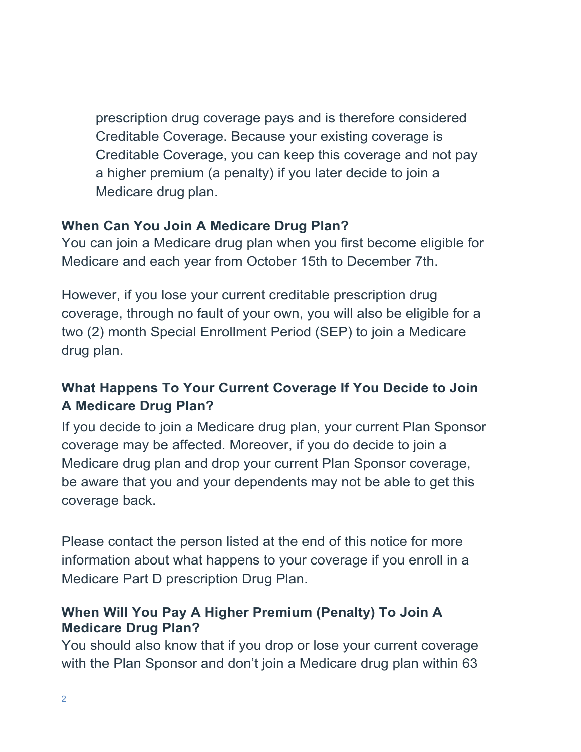prescription drug coverage pays and is therefore considered Creditable Coverage. Because your existing coverage is Creditable Coverage, you can keep this coverage and not pay a higher premium (a penalty) if you later decide to join a Medicare drug plan.

**When Can You Join A Medicare Drug Plan?**

You can join a Medicare drug plan when you first become eligible for Medicare and each year from October 15th to December 7th.

However, if you lose your current creditable prescription drug coverage, through no fault of your own, you will also be eligible for a two (2) month Special Enrollment Period (SEP) to join a Medicare drug plan.

**What Happens To Your Current Coverage If You Decide to Join A Medicare Drug Plan?**

If you decide to join a Medicare drug plan, your current Plan Sponsor coverage may be affected. Moreover, if you do decide to join a Medicare drug plan and drop your current Plan Sponsor coverage, be aware that you and your dependents may not be able to get this coverage back.

Please contact the person listed at the end of this notice for more information about what happens to your coverage if you enroll in a Medicare Part D prescription Drug Plan.

**When Will You Pay A Higher Premium (Penalty) To Join A Medicare Drug Plan?**

You should also know that if you drop or lose your current coverage with the Plan Sponsor and don't join a Medicare drug plan within 63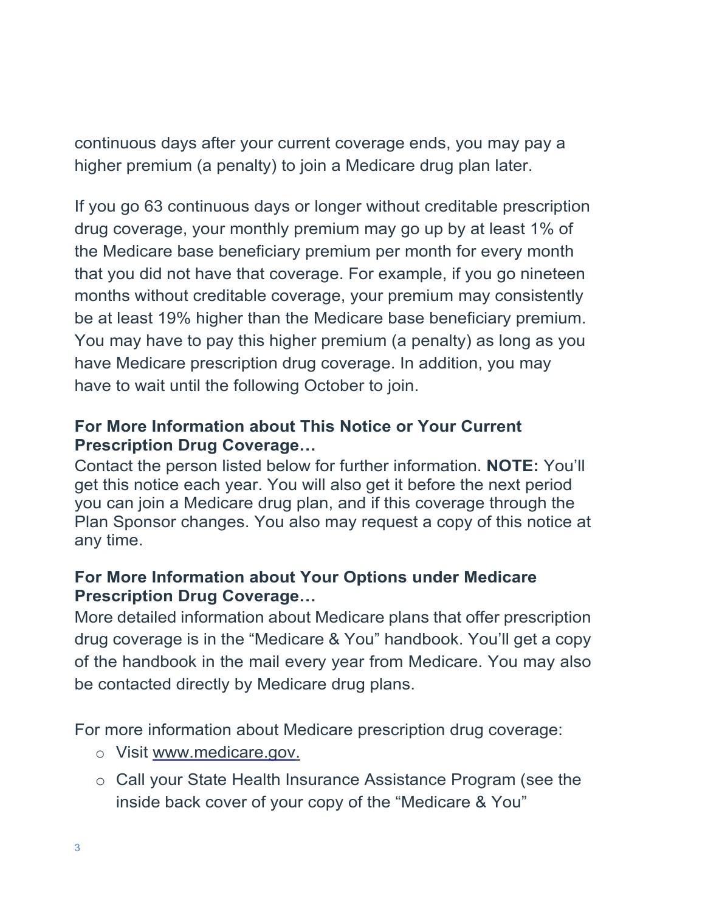continuous days after your current coverage ends, you may pay a higher premium (a penalty) to join a Medicare drug plan later.

If you go 63 continuous days or longer without creditable prescription drug coverage, your monthly premium may go up by at least 1% of the Medicare base beneficiary premium per month for every month that you did not have that coverage. For example, if you go nineteen months without creditable coverage, your premium may consistently be at least 19% higher than the Medicare base beneficiary premium. You may have to pay this higher premium (a penalty) as long as you have Medicare prescription drug coverage. In addition, you may have to wait until the following October to join.

**For More Information about This Notice or Your Current Prescription Drug Coverage…**

Contact the person listed below for further information. **NOTE:** You'll get this notice each year. You will also get it before the next period you can join a Medicare drug plan, and if this coverage through the Plan Sponsor changes. You also may request a copy of this notice at any time.

**For More Information about Your Options under Medicare Prescription Drug Coverage…**

More detailed information about Medicare plans that offer prescription drug coverage is in the "Medicare & You" handbook. You'll get a copy of the handbook in the mail every year from Medicare. You may also be contacted directly by Medicare drug plans.

For more information about Medicare prescription drug coverage:

- Visit www.medicare.gov.
- Call your State Health Insurance Assistance Program (see the inside back cover of your copy of the "Medicare & You"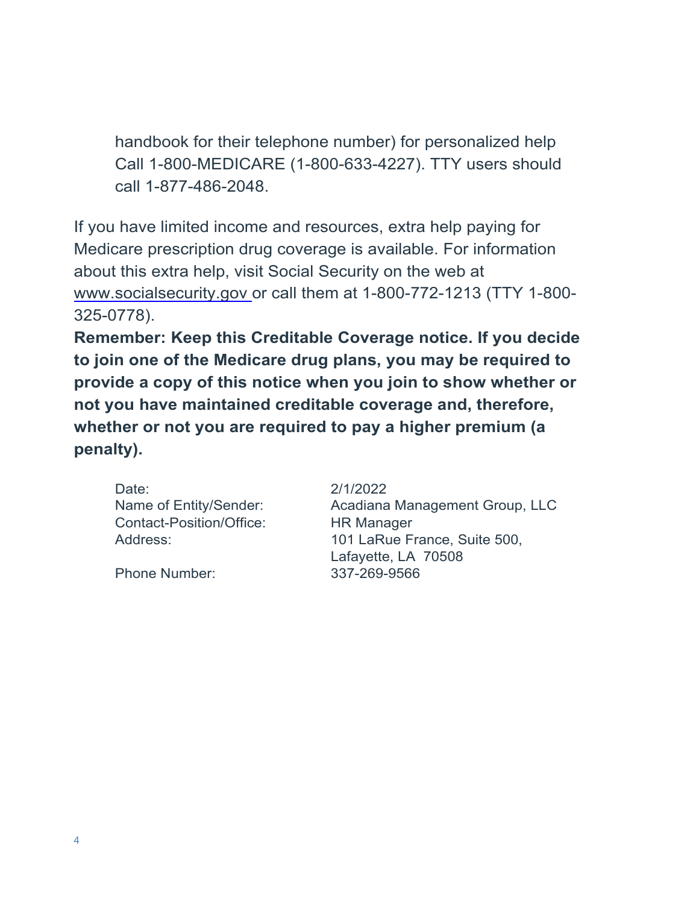handbook for their telephone number) for personalized help Call 1-800-MEDICARE (1-800-633-4227). TTY users should call 1-877-486-2048.

If you have limited income and resources, extra help paying for Medicare prescription drug coverage is available. For information about this extra help, visit Social Security on the web at www.socialsecurity.gov or call them at 1-800-772-1213 (TTY 1-800-325-0778).

**Remember: Keep this Creditable Coverage notice. If you decide to join one of the Medicare drug plans, you may be required to provide a copy of this notice when you join to show whether or not you have maintained creditable coverage and, therefore, whether or not you are required to pay a higher premium (a penalty).**

| | |
|---|---|
| Date: | 2/1/2022 |
| Name of Entity/Sender: | Acadiana Management Group, LLC |
| Contact-Position/Office: | HR Manager |
| Address: | 101 LaRue France, Suite 500, Lafayette, LA 70508 |
| Phone Number: | 337-269-9566 |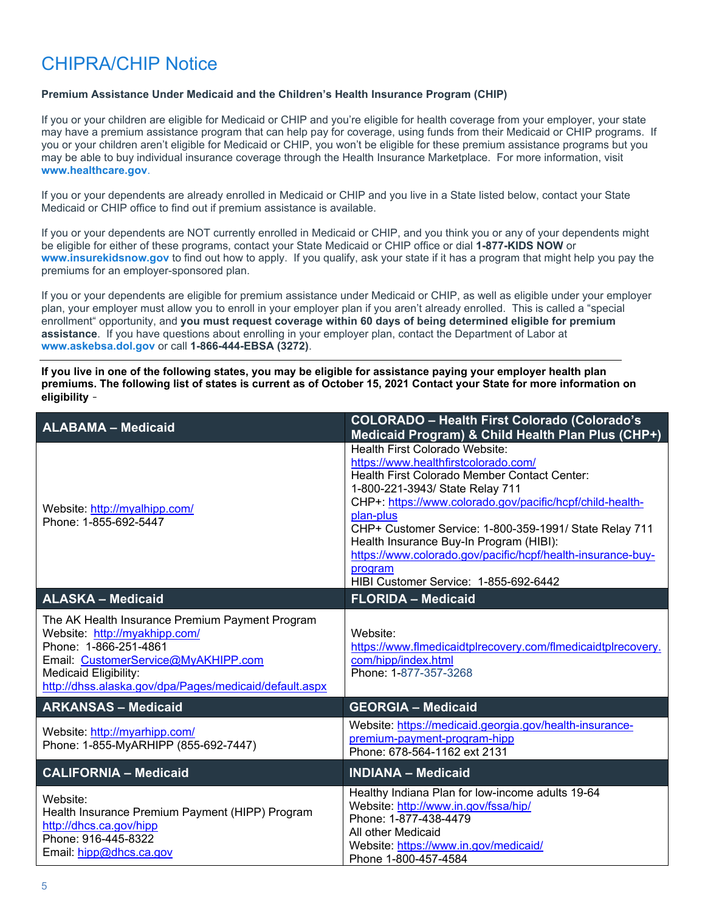# CHIPRA/CHIP Notice

**Premium Assistance Under Medicaid and the Children's Health Insurance Program (CHIP)**

If you or your children are eligible for Medicaid or CHIP and you're eligible for health coverage from your employer, your state may have a premium assistance program that can help pay for coverage, using funds from their Medicaid or CHIP programs. If you or your children aren't eligible for Medicaid or CHIP, you won't be eligible for these premium assistance programs but you may be able to buy individual insurance coverage through the Health Insurance Marketplace. For more information, visit **www.healthcare.gov**.

If you or your dependents are already enrolled in Medicaid or CHIP and you live in a State listed below, contact your State Medicaid or CHIP office to find out if premium assistance is available.

If you or your dependents are NOT currently enrolled in Medicaid or CHIP, and you think you or any of your dependents might be eligible for either of these programs, contact your State Medicaid or CHIP office or dial **1-877-KIDS NOW** or **www.insurekidsnow.gov** to find out how to apply. If you qualify, ask your state if it has a program that might help you pay the premiums for an employer-sponsored plan.

If you or your dependents are eligible for premium assistance under Medicaid or CHIP, as well as eligible under your employer plan, your employer must allow you to enroll in your employer plan if you aren't already enrolled. This is called a "special enrollment" opportunity, and **you must request coverage within 60 days of being determined eligible for premium assistance**. If you have questions about enrolling in your employer plan, contact the Department of Labor at **www.askebsa.dol.gov** or call **1-866-444-EBSA (3272)**.

---

**If you live in one of the following states, you may be eligible for assistance paying your employer health plan premiums. The following list of states is current as of October 15, 2021 Contact your State for more information on eligibility** –

| ALABAMA – Medicaid | COLORADO – Health First Colorado (Colorado's Medicaid Program) & Child Health Plan Plus (CHP+) |
|---|---|
| Website: http://myalhipp.com/<br>Phone: 1-855-692-5447 | Health First Colorado Website: https://www.healthfirstcolorado.com/<br>Health First Colorado Member Contact Center: 1-800-221-3943/ State Relay 711<br>CHP+: https://www.colorado.gov/pacific/hcpf/child-health-plan-plus<br>CHP+ Customer Service: 1-800-359-1991/ State Relay 711<br>Health Insurance Buy-In Program (HIBI): https://www.colorado.gov/pacific/hcpf/health-insurance-buy-program<br>HIBI Customer Service: 1-855-692-6442 |
| **ALASKA – Medicaid** | **FLORIDA – Medicaid** |
| The AK Health Insurance Premium Payment Program<br>Website: http://myakhipp.com/<br>Phone: 1-866-251-4861<br>Email: CustomerService@MyAKHIPP.com<br>Medicaid Eligibility: http://dhss.alaska.gov/dpa/Pages/medicaid/default.aspx | Website: https://www.flmedicaidtplrecovery.com/flmedicaidtplrecovery.com/hipp/index.html<br>Phone: 1-877-357-3268 |
| **ARKANSAS – Medicaid** | **GEORGIA – Medicaid** |
| Website: http://myarhipp.com/<br>Phone: 1-855-MyARHIPP (855-692-7447) | Website: https://medicaid.georgia.gov/health-insurance-premium-payment-program-hipp<br>Phone: 678-564-1162 ext 2131 |
| **CALIFORNIA – Medicaid** | **INDIANA – Medicaid** |
| Website:<br>Health Insurance Premium Payment (HIPP) Program<br>http://dhcs.ca.gov/hipp<br>Phone: 916-445-8322<br>Email: hipp@dhcs.ca.gov | Healthy Indiana Plan for low-income adults 19-64<br>Website: http://www.in.gov/fssa/hip/<br>Phone: 1-877-438-4479<br>All other Medicaid<br>Website: https://www.in.gov/medicaid/<br>Phone 1-800-457-4584 |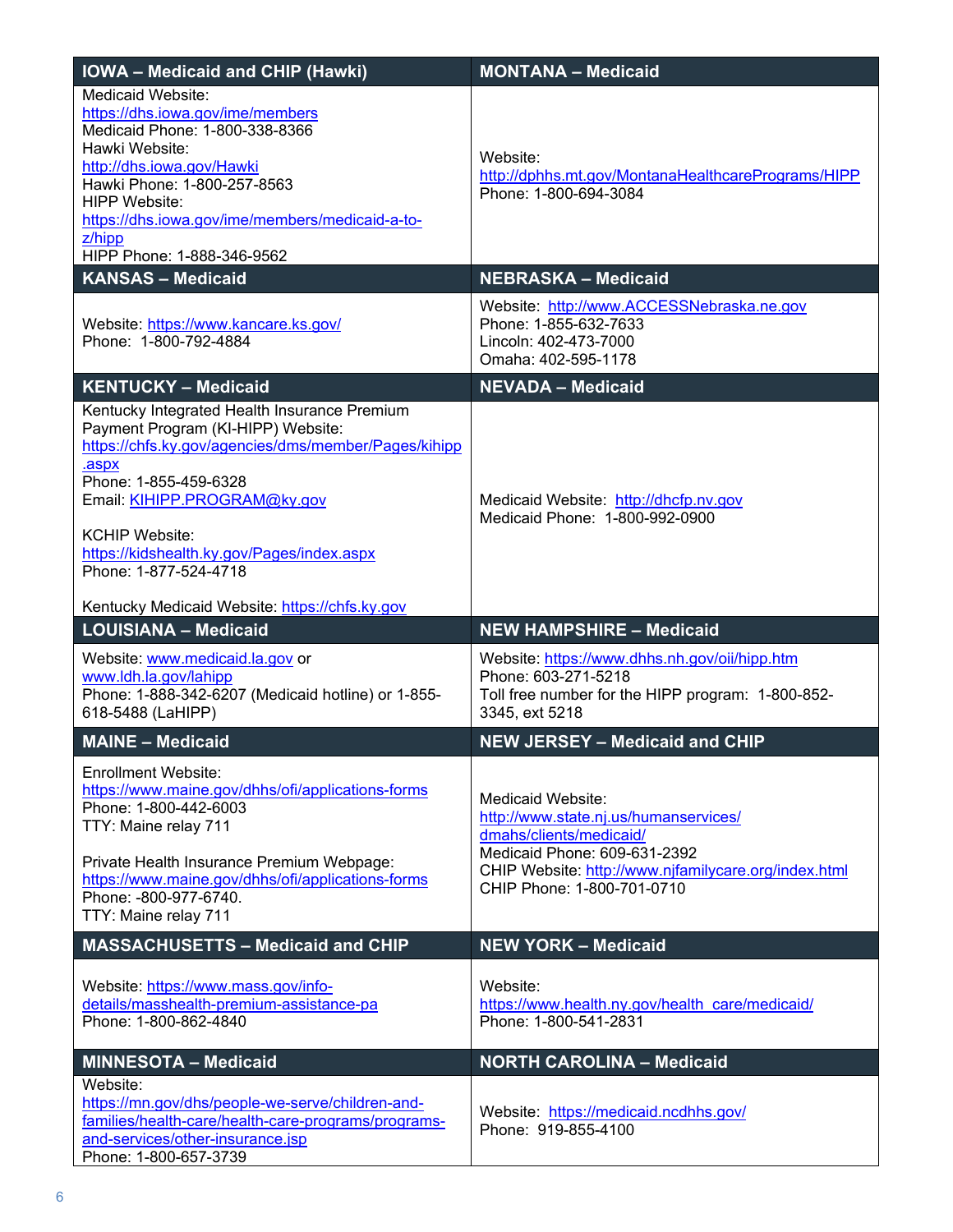| IOWA – Medicaid and CHIP (Hawki) | MONTANA – Medicaid |
|---|---|
| Medicaid Website: https://dhs.iowa.gov/ime/members<br>Medicaid Phone: 1-800-338-8366<br>Hawki Website: http://dhs.iowa.gov/Hawki<br>Hawki Phone: 1-800-257-8563<br>HIPP Website: https://dhs.iowa.gov/ime/members/medicaid-a-to-z/hipp<br>HIPP Phone: 1-888-346-9562 | Website: http://dphhs.mt.gov/MontanaHealthcarePrograms/HIPP<br>Phone: 1-800-694-3084 |
| **KANSAS – Medicaid** | **NEBRASKA – Medicaid** |
| Website: https://www.kancare.ks.gov/<br>Phone: 1-800-792-4884 | Website: http://www.ACCESSNebraska.ne.gov<br>Phone: 1-855-632-7633<br>Lincoln: 402-473-7000<br>Omaha: 402-595-1178 |
| **KENTUCKY – Medicaid** | **NEVADA – Medicaid** |
| Kentucky Integrated Health Insurance Premium Payment Program (KI-HIPP) Website: https://chfs.ky.gov/agencies/dms/member/Pages/kihipp.aspx<br>Phone: 1-855-459-6328<br>Email: KIHIPP.PROGRAM@ky.gov<br><br>KCHIP Website: https://kidshealth.ky.gov/Pages/index.aspx<br>Phone: 1-877-524-4718<br><br>Kentucky Medicaid Website: https://chfs.ky.gov | Medicaid Website: http://dhcfp.nv.gov<br>Medicaid Phone: 1-800-992-0900 |
| **LOUISIANA – Medicaid** | **NEW HAMPSHIRE – Medicaid** |
| Website: www.medicaid.la.gov or www.ldh.la.gov/lahipp<br>Phone: 1-888-342-6207 (Medicaid hotline) or 1-855-618-5488 (LaHIPP) | Website: https://www.dhhs.nh.gov/oii/hipp.htm<br>Phone: 603-271-5218<br>Toll free number for the HIPP program: 1-800-852-3345, ext 5218 |
| **MAINE – Medicaid** | **NEW JERSEY – Medicaid and CHIP** |
| Enrollment Website: https://www.maine.gov/dhhs/ofi/applications-forms<br>Phone: 1-800-442-6003<br>TTY: Maine relay 711<br><br>Private Health Insurance Premium Webpage: https://www.maine.gov/dhhs/ofi/applications-forms<br>Phone: -800-977-6740.<br>TTY: Maine relay 711 | Medicaid Website: http://www.state.nj.us/humanservices/dmahs/clients/medicaid/<br>Medicaid Phone: 609-631-2392<br>CHIP Website: http://www.njfamilycare.org/index.html<br>CHIP Phone: 1-800-701-0710 |
| **MASSACHUSETTS – Medicaid and CHIP** | **NEW YORK – Medicaid** |
| Website: https://www.mass.gov/info-details/masshealth-premium-assistance-pa<br>Phone: 1-800-862-4840 | Website: https://www.health.ny.gov/health_care/medicaid/<br>Phone: 1-800-541-2831 |
| **MINNESOTA – Medicaid** | **NORTH CAROLINA – Medicaid** |
| Website: https://mn.gov/dhs/people-we-serve/children-and-families/health-care/health-care-programs/programs-and-services/other-insurance.jsp<br>Phone: 1-800-657-3739 | Website: https://medicaid.ncdhhs.gov/<br>Phone: 919-855-4100 |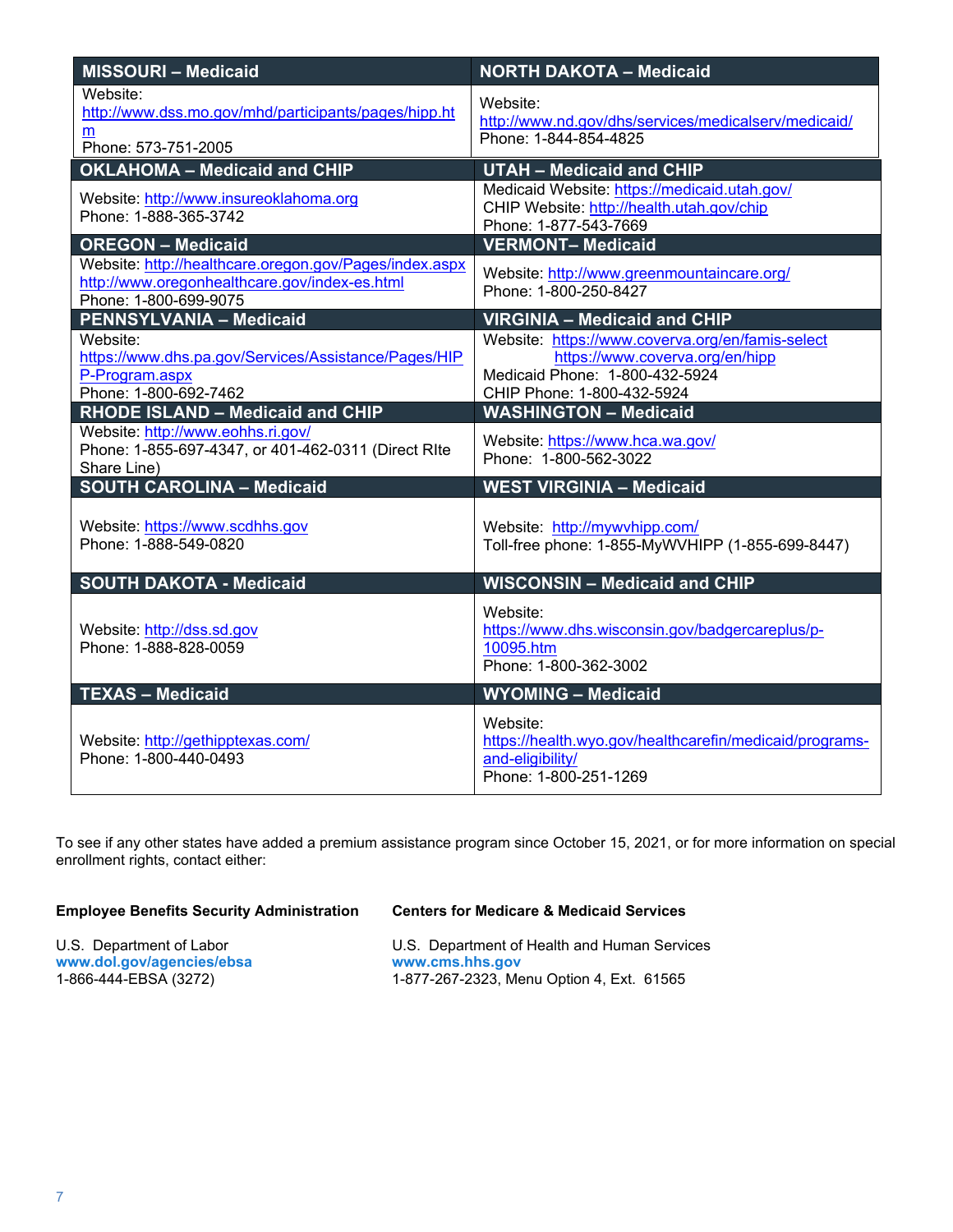| MISSOURI – Medicaid | NORTH DAKOTA – Medicaid |
|---|---|
| Website: http://www.dss.mo.gov/mhd/participants/pages/hipp.htm<br>Phone: 573-751-2005 | Website: http://www.nd.gov/dhs/services/medicalserv/medicaid/<br>Phone: 1-844-854-4825 |
| **OKLAHOMA – Medicaid and CHIP** | **UTAH – Medicaid and CHIP** |
| Website: http://www.insureoklahoma.org<br>Phone: 1-888-365-3742 | Medicaid Website: https://medicaid.utah.gov/<br>CHIP Website: http://health.utah.gov/chip<br>Phone: 1-877-543-7669 |
| **OREGON – Medicaid** | **VERMONT– Medicaid** |
| Website: http://healthcare.oregon.gov/Pages/index.aspx<br>http://www.oregonhealthcare.gov/index-es.html<br>Phone: 1-800-699-9075 | Website: http://www.greenmountaincare.org/<br>Phone: 1-800-250-8427 |
| **PENNSYLVANIA – Medicaid** | **VIRGINIA – Medicaid and CHIP** |
| Website: https://www.dhs.pa.gov/Services/Assistance/Pages/HIPP-Program.aspx<br>Phone: 1-800-692-7462 | Website: https://www.coverva.org/en/famis-select<br>https://www.coverva.org/en/hipp<br>Medicaid Phone: 1-800-432-5924<br>CHIP Phone: 1-800-432-5924 |
| **RHODE ISLAND – Medicaid and CHIP** | **WASHINGTON – Medicaid** |
| Website: http://www.eohhs.ri.gov/<br>Phone: 1-855-697-4347, or 401-462-0311 (Direct RIte Share Line) | Website: https://www.hca.wa.gov/<br>Phone: 1-800-562-3022 |
| **SOUTH CAROLINA – Medicaid** | **WEST VIRGINIA – Medicaid** |
| Website: https://www.scdhhs.gov<br>Phone: 1-888-549-0820 | Website: http://mywvhipp.com/<br>Toll-free phone: 1-855-MyWVHIPP (1-855-699-8447) |
| **SOUTH DAKOTA - Medicaid** | **WISCONSIN – Medicaid and CHIP** |
| Website: http://dss.sd.gov<br>Phone: 1-888-828-0059 | Website: https://www.dhs.wisconsin.gov/badgercareplus/p-10095.htm<br>Phone: 1-800-362-3002 |
| **TEXAS – Medicaid** | **WYOMING – Medicaid** |
| Website: http://gethipptexas.com/<br>Phone: 1-800-440-0493 | Website: https://health.wyo.gov/healthcarefin/medicaid/programs-and-eligibility/<br>Phone: 1-800-251-1269 |

To see if any other states have added a premium assistance program since October 15, 2021, or for more information on special enrollment rights, contact either:

**Employee Benefits Security Administration**

U.S. Department of Labor
**www.dol.gov/agencies/ebsa**
1-866-444-EBSA (3272)

**Centers for Medicare & Medicaid Services**

U.S. Department of Health and Human Services
**www.cms.hhs.gov**
1-877-267-2323, Menu Option 4, Ext. 61565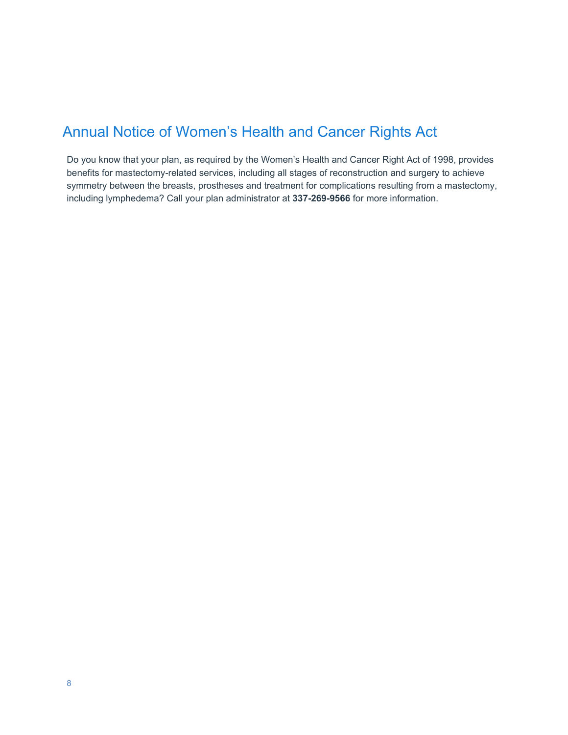# Annual Notice of Women's Health and Cancer Rights Act

Do you know that your plan, as required by the Women's Health and Cancer Right Act of 1998, provides benefits for mastectomy-related services, including all stages of reconstruction and surgery to achieve symmetry between the breasts, prostheses and treatment for complications resulting from a mastectomy, including lymphedema? Call your plan administrator at **337-269-9566** for more information.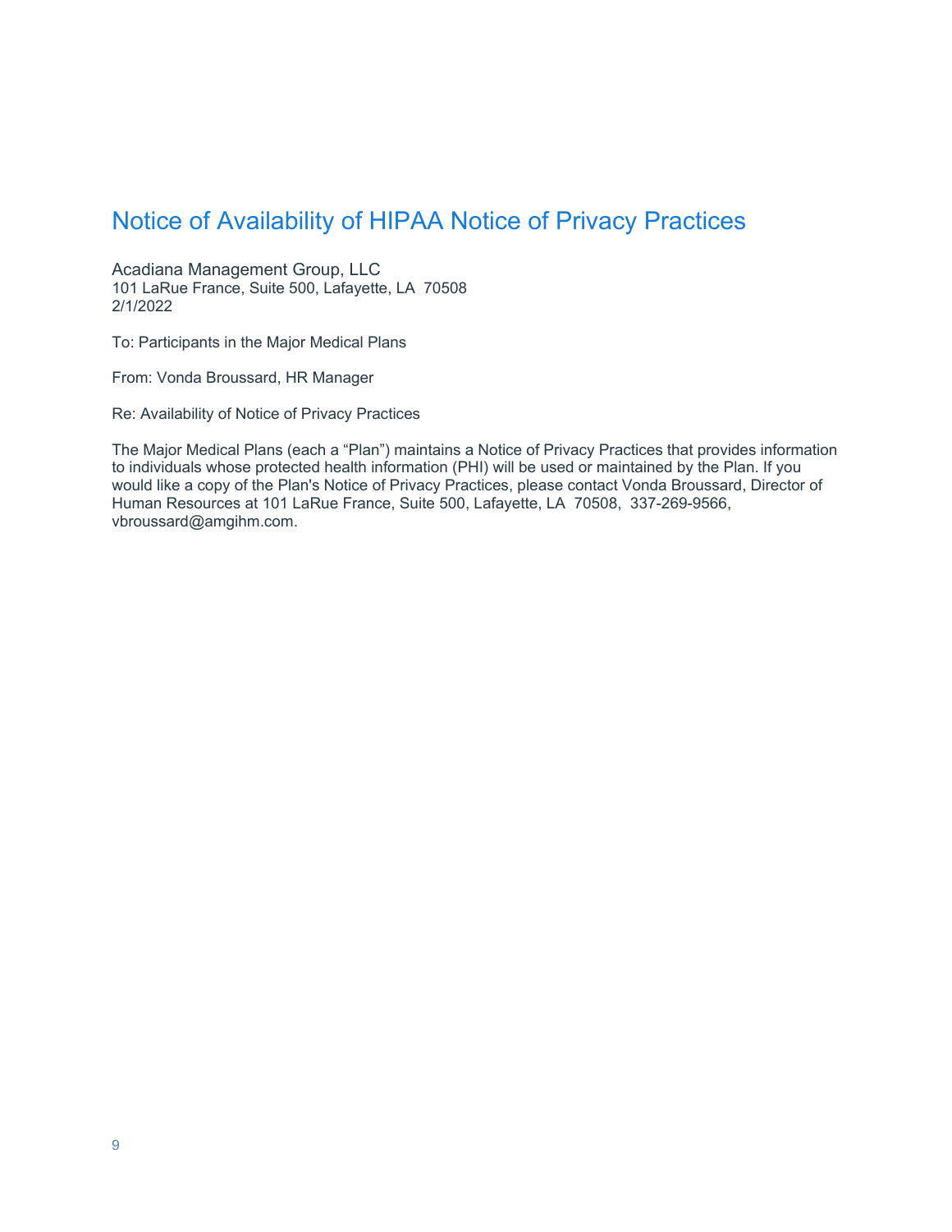# Notice of Availability of HIPAA Notice of Privacy Practices

Acadiana Management Group, LLC
101 LaRue France, Suite 500, Lafayette, LA 70508
2/1/2022

To: Participants in the Major Medical Plans

From: Vonda Broussard, HR Manager

Re: Availability of Notice of Privacy Practices

The Major Medical Plans (each a "Plan") maintains a Notice of Privacy Practices that provides information to individuals whose protected health information (PHI) will be used or maintained by the Plan. If you would like a copy of the Plan's Notice of Privacy Practices, please contact Vonda Broussard, Director of Human Resources at 101 LaRue France, Suite 500, Lafayette, LA 70508, 337-269-9566, vbroussard@amgihm.com.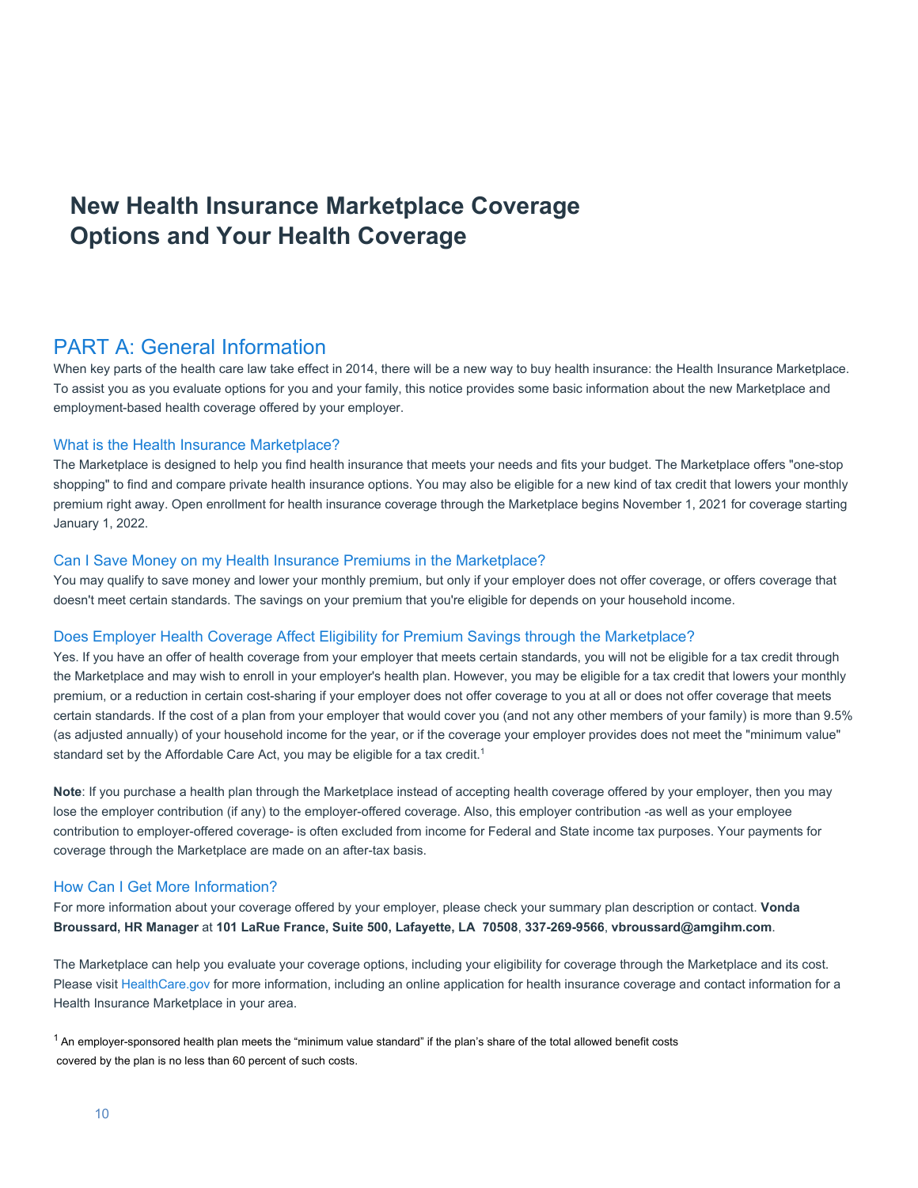# New Health Insurance Marketplace Coverage Options and Your Health Coverage

## PART A: General Information

When key parts of the health care law take effect in 2014, there will be a new way to buy health insurance: the Health Insurance Marketplace. To assist you as you evaluate options for you and your family, this notice provides some basic information about the new Marketplace and employment-based health coverage offered by your employer.

### What is the Health Insurance Marketplace?

The Marketplace is designed to help you find health insurance that meets your needs and fits your budget. The Marketplace offers "one-stop shopping" to find and compare private health insurance options. You may also be eligible for a new kind of tax credit that lowers your monthly premium right away. Open enrollment for health insurance coverage through the Marketplace begins November 1, 2021 for coverage starting January 1, 2022.

### Can I Save Money on my Health Insurance Premiums in the Marketplace?

You may qualify to save money and lower your monthly premium, but only if your employer does not offer coverage, or offers coverage that doesn't meet certain standards. The savings on your premium that you're eligible for depends on your household income.

### Does Employer Health Coverage Affect Eligibility for Premium Savings through the Marketplace?

Yes. If you have an offer of health coverage from your employer that meets certain standards, you will not be eligible for a tax credit through the Marketplace and may wish to enroll in your employer's health plan. However, you may be eligible for a tax credit that lowers your monthly premium, or a reduction in certain cost-sharing if your employer does not offer coverage to you at all or does not offer coverage that meets certain standards. If the cost of a plan from your employer that would cover you (and not any other members of your family) is more than 9.5% (as adjusted annually) of your household income for the year, or if the coverage your employer provides does not meet the "minimum value" standard set by the Affordable Care Act, you may be eligible for a tax credit.[1]

**Note**: If you purchase a health plan through the Marketplace instead of accepting health coverage offered by your employer, then you may lose the employer contribution (if any) to the employer-offered coverage. Also, this employer contribution -as well as your employee contribution to employer-offered coverage- is often excluded from income for Federal and State income tax purposes. Your payments for coverage through the Marketplace are made on an after-tax basis.

### How Can I Get More Information?

For more information about your coverage offered by your employer, please check your summary plan description or contact. **Vonda Broussard, HR Manager** at **101 LaRue France, Suite 500, Lafayette, LA 70508**, **337-269-9566**, **vbroussard@amgihm.com**.

The Marketplace can help you evaluate your coverage options, including your eligibility for coverage through the Marketplace and its cost. Please visit HealthCare.gov for more information, including an online application for health insurance coverage and contact information for a Health Insurance Marketplace in your area.

[1] An employer-sponsored health plan meets the "minimum value standard" if the plan's share of the total allowed benefit costs covered by the plan is no less than 60 percent of such costs.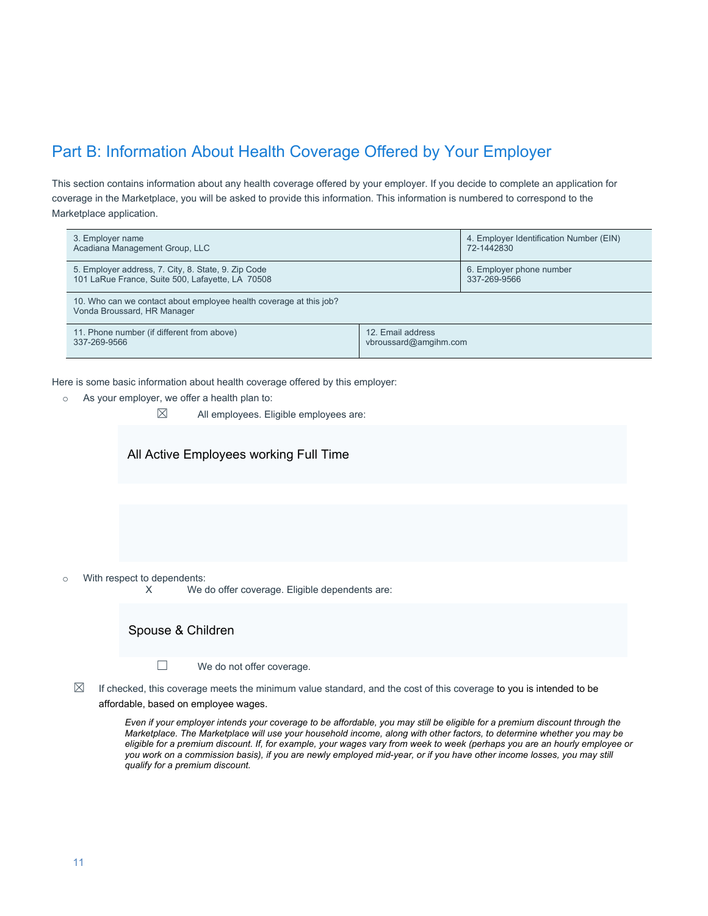## Part B: Information About Health Coverage Offered by Your Employer

This section contains information about any health coverage offered by your employer. If you decide to complete an application for coverage in the Marketplace, you will be asked to provide this information. This information is numbered to correspond to the Marketplace application.

| 3. Employer name<br>Acadiana Management Group, LLC | | 4. Employer Identification Number (EIN)<br>72-1442830 |
|---|---|---|
| 5. Employer address, 7. City, 8. State, 9. Zip Code<br>101 LaRue France, Suite 500, Lafayette, LA 70508 | | 6. Employer phone number<br>337-269-9566 |
| 10. Who can we contact about employee health coverage at this job?<br>Vonda Broussard, HR Manager | | |
| 11. Phone number (if different from above)<br>337-269-9566 | 12. Email address<br>vbroussard@amgihm.com | |

Here is some basic information about health coverage offered by this employer:

- As your employer, we offer a health plan to:
  - ☒ All employees. Eligible employees are:

    All Active Employees working Full Time

- With respect to dependents:
  - X We do offer coverage. Eligible dependents are:

    Spouse & Children

  - ☐ We do not offer coverage.

☒ If checked, this coverage meets the minimum value standard, and the cost of this coverage to you is intended to be affordable, based on employee wages.

*Even if your employer intends your coverage to be affordable, you may still be eligible for a premium discount through the Marketplace. The Marketplace will use your household income, along with other factors, to determine whether you may be eligible for a premium discount. If, for example, your wages vary from week to week (perhaps you are an hourly employee or you work on a commission basis), if you are newly employed mid-year, or if you have other income losses, you may still qualify for a premium discount.*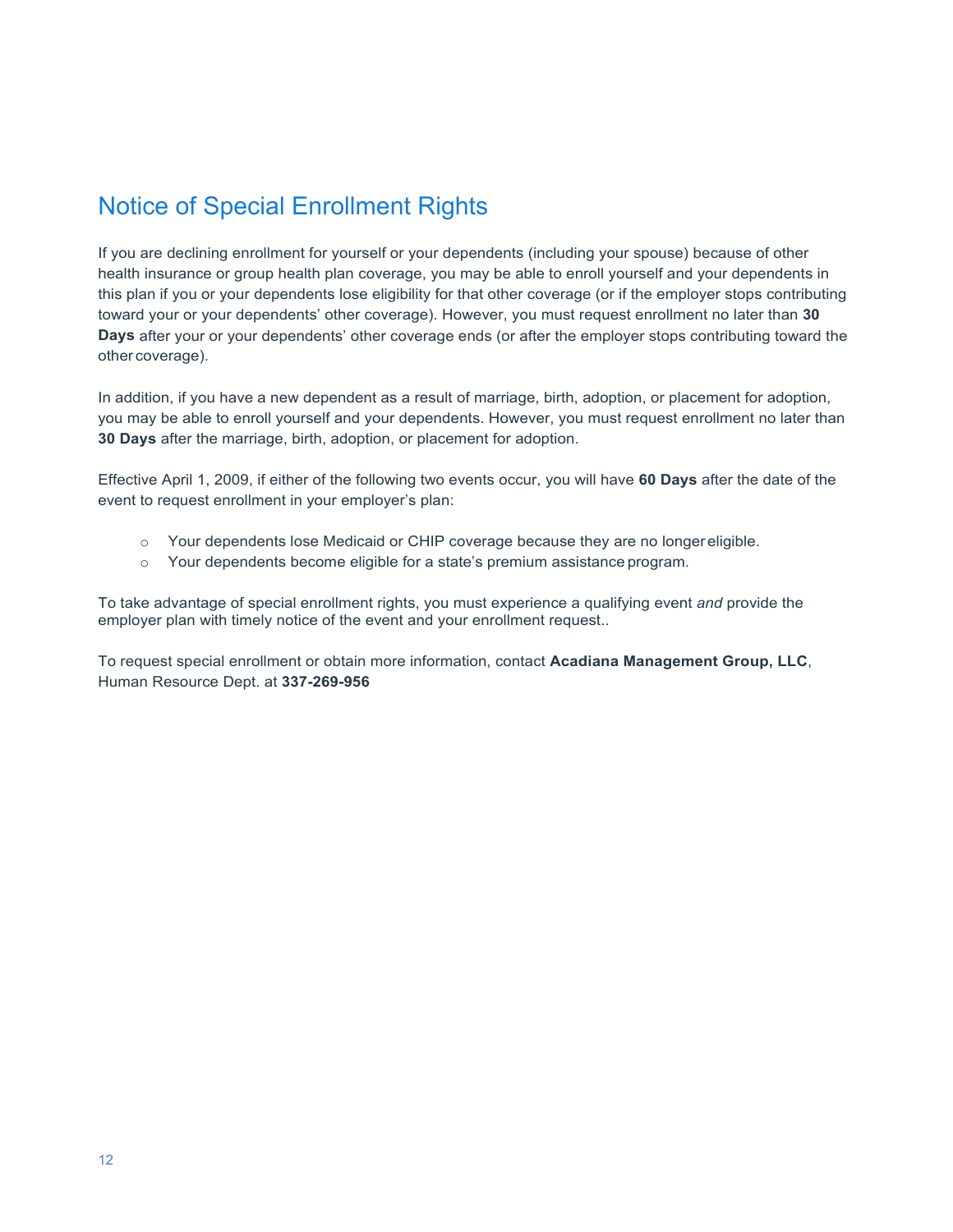# Notice of Special Enrollment Rights

If you are declining enrollment for yourself or your dependents (including your spouse) because of other health insurance or group health plan coverage, you may be able to enroll yourself and your dependents in this plan if you or your dependents lose eligibility for that other coverage (or if the employer stops contributing toward your or your dependents' other coverage). However, you must request enrollment no later than **30 Days** after your or your dependents' other coverage ends (or after the employer stops contributing toward the other coverage).

In addition, if you have a new dependent as a result of marriage, birth, adoption, or placement for adoption, you may be able to enroll yourself and your dependents. However, you must request enrollment no later than **30 Days** after the marriage, birth, adoption, or placement for adoption.

Effective April 1, 2009, if either of the following two events occur, you will have **60 Days** after the date of the event to request enrollment in your employer's plan:

- Your dependents lose Medicaid or CHIP coverage because they are no longer eligible.
- Your dependents become eligible for a state's premium assistance program.

To take advantage of special enrollment rights, you must experience a qualifying event *and* provide the employer plan with timely notice of the event and your enrollment request..

To request special enrollment or obtain more information, contact **Acadiana Management Group, LLC**, Human Resource Dept. at **337-269-956**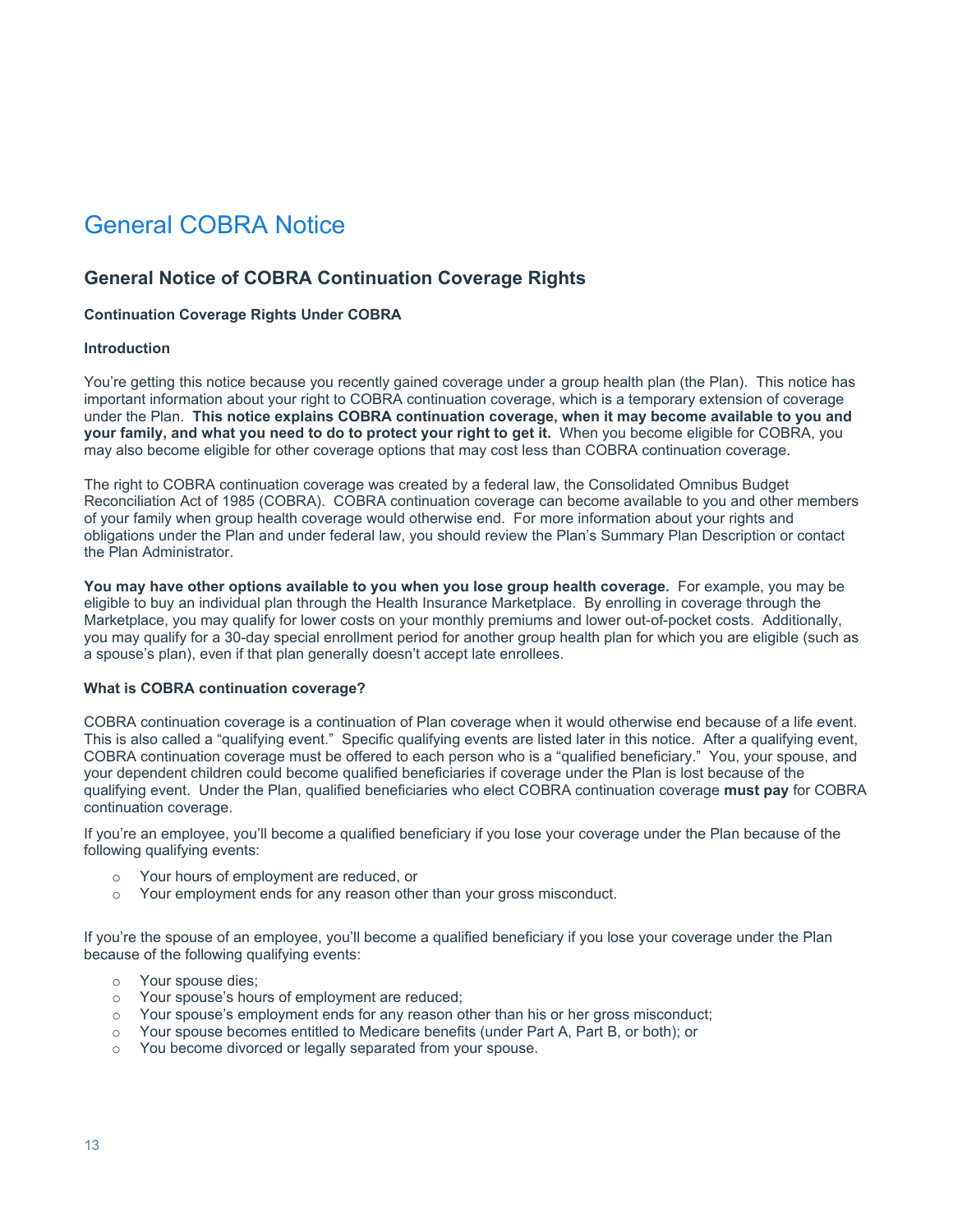# General COBRA Notice

## General Notice of COBRA Continuation Coverage Rights

**Continuation Coverage Rights Under COBRA**

**Introduction**

You're getting this notice because you recently gained coverage under a group health plan (the Plan). This notice has important information about your right to COBRA continuation coverage, which is a temporary extension of coverage under the Plan. **This notice explains COBRA continuation coverage, when it may become available to you and your family, and what you need to do to protect your right to get it.** When you become eligible for COBRA, you may also become eligible for other coverage options that may cost less than COBRA continuation coverage.

The right to COBRA continuation coverage was created by a federal law, the Consolidated Omnibus Budget Reconciliation Act of 1985 (COBRA). COBRA continuation coverage can become available to you and other members of your family when group health coverage would otherwise end. For more information about your rights and obligations under the Plan and under federal law, you should review the Plan's Summary Plan Description or contact the Plan Administrator.

**You may have other options available to you when you lose group health coverage.** For example, you may be eligible to buy an individual plan through the Health Insurance Marketplace. By enrolling in coverage through the Marketplace, you may qualify for lower costs on your monthly premiums and lower out-of-pocket costs. Additionally, you may qualify for a 30-day special enrollment period for another group health plan for which you are eligible (such as a spouse's plan), even if that plan generally doesn't accept late enrollees.

**What is COBRA continuation coverage?**

COBRA continuation coverage is a continuation of Plan coverage when it would otherwise end because of a life event. This is also called a "qualifying event." Specific qualifying events are listed later in this notice. After a qualifying event, COBRA continuation coverage must be offered to each person who is a "qualified beneficiary." You, your spouse, and your dependent children could become qualified beneficiaries if coverage under the Plan is lost because of the qualifying event. Under the Plan, qualified beneficiaries who elect COBRA continuation coverage **must pay** for COBRA continuation coverage.

If you're an employee, you'll become a qualified beneficiary if you lose your coverage under the Plan because of the following qualifying events:

- Your hours of employment are reduced, or
- Your employment ends for any reason other than your gross misconduct.

If you're the spouse of an employee, you'll become a qualified beneficiary if you lose your coverage under the Plan because of the following qualifying events:

- Your spouse dies;
- Your spouse's hours of employment are reduced;
- Your spouse's employment ends for any reason other than his or her gross misconduct;
- Your spouse becomes entitled to Medicare benefits (under Part A, Part B, or both); or
- You become divorced or legally separated from your spouse.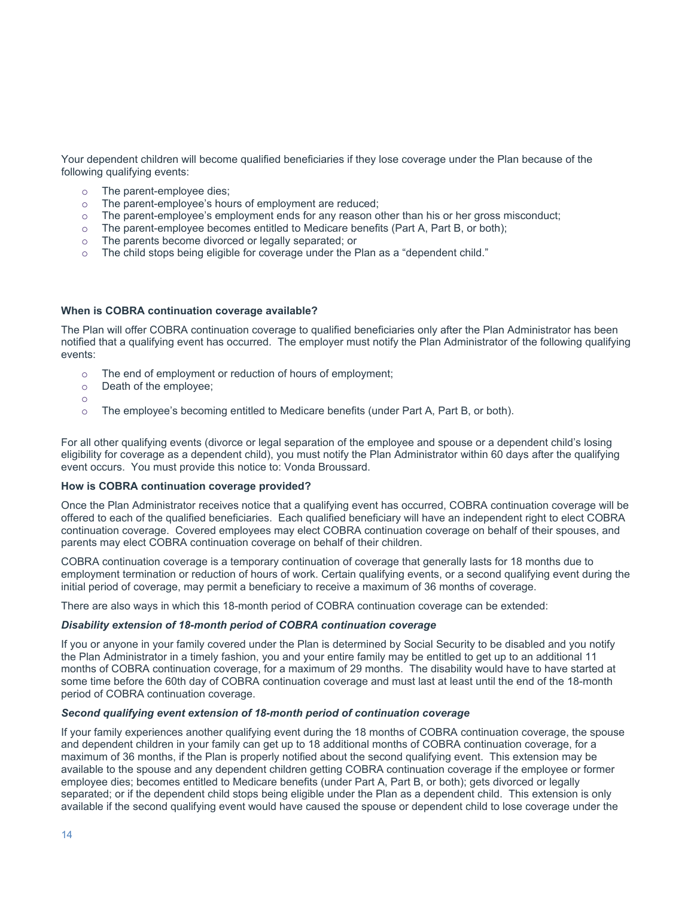Your dependent children will become qualified beneficiaries if they lose coverage under the Plan because of the following qualifying events:

- The parent-employee dies;
- The parent-employee's hours of employment are reduced;
- The parent-employee's employment ends for any reason other than his or her gross misconduct;
- The parent-employee becomes entitled to Medicare benefits (Part A, Part B, or both);
- The parents become divorced or legally separated; or
- The child stops being eligible for coverage under the Plan as a "dependent child."

**When is COBRA continuation coverage available?**

The Plan will offer COBRA continuation coverage to qualified beneficiaries only after the Plan Administrator has been notified that a qualifying event has occurred. The employer must notify the Plan Administrator of the following qualifying events:

- The end of employment or reduction of hours of employment;
- Death of the employee;
- 
- The employee's becoming entitled to Medicare benefits (under Part A, Part B, or both).

For all other qualifying events (divorce or legal separation of the employee and spouse or a dependent child's losing eligibility for coverage as a dependent child), you must notify the Plan Administrator within 60 days after the qualifying event occurs. You must provide this notice to: Vonda Broussard.

**How is COBRA continuation coverage provided?**

Once the Plan Administrator receives notice that a qualifying event has occurred, COBRA continuation coverage will be offered to each of the qualified beneficiaries. Each qualified beneficiary will have an independent right to elect COBRA continuation coverage. Covered employees may elect COBRA continuation coverage on behalf of their spouses, and parents may elect COBRA continuation coverage on behalf of their children.

COBRA continuation coverage is a temporary continuation of coverage that generally lasts for 18 months due to employment termination or reduction of hours of work. Certain qualifying events, or a second qualifying event during the initial period of coverage, may permit a beneficiary to receive a maximum of 36 months of coverage.

There are also ways in which this 18-month period of COBRA continuation coverage can be extended:

***Disability extension of 18-month period of COBRA continuation coverage***

If you or anyone in your family covered under the Plan is determined by Social Security to be disabled and you notify the Plan Administrator in a timely fashion, you and your entire family may be entitled to get up to an additional 11 months of COBRA continuation coverage, for a maximum of 29 months. The disability would have to have started at some time before the 60th day of COBRA continuation coverage and must last at least until the end of the 18-month period of COBRA continuation coverage.

***Second qualifying event extension of 18-month period of continuation coverage***

If your family experiences another qualifying event during the 18 months of COBRA continuation coverage, the spouse and dependent children in your family can get up to 18 additional months of COBRA continuation coverage, for a maximum of 36 months, if the Plan is properly notified about the second qualifying event. This extension may be available to the spouse and any dependent children getting COBRA continuation coverage if the employee or former employee dies; becomes entitled to Medicare benefits (under Part A, Part B, or both); gets divorced or legally separated; or if the dependent child stops being eligible under the Plan as a dependent child. This extension is only available if the second qualifying event would have caused the spouse or dependent child to lose coverage under the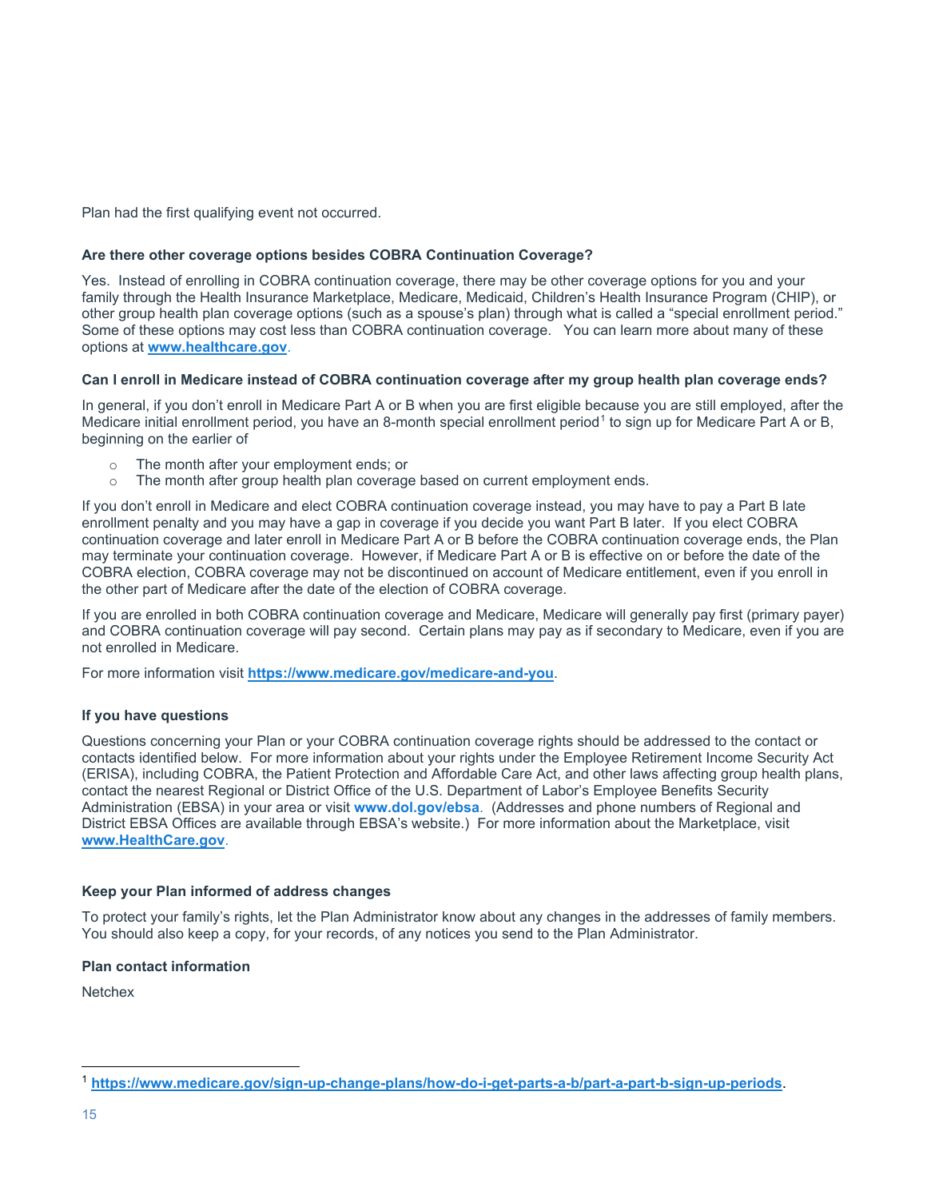Plan had the first qualifying event not occurred.

**Are there other coverage options besides COBRA Continuation Coverage?**

Yes. Instead of enrolling in COBRA continuation coverage, there may be other coverage options for you and your family through the Health Insurance Marketplace, Medicare, Medicaid, Children's Health Insurance Program (CHIP), or other group health plan coverage options (such as a spouse's plan) through what is called a "special enrollment period." Some of these options may cost less than COBRA continuation coverage. You can learn more about many of these options at **[www.healthcare.gov](http://www.healthcare.gov)**.

**Can I enroll in Medicare instead of COBRA continuation coverage after my group health plan coverage ends?**

In general, if you don't enroll in Medicare Part A or B when you are first eligible because you are still employed, after the Medicare initial enrollment period, you have an 8-month special enrollment period[1] to sign up for Medicare Part A or B, beginning on the earlier of

- The month after your employment ends; or
- The month after group health plan coverage based on current employment ends.

If you don't enroll in Medicare and elect COBRA continuation coverage instead, you may have to pay a Part B late enrollment penalty and you may have a gap in coverage if you decide you want Part B later. If you elect COBRA continuation coverage and later enroll in Medicare Part A or B before the COBRA continuation coverage ends, the Plan may terminate your continuation coverage. However, if Medicare Part A or B is effective on or before the date of the COBRA election, COBRA coverage may not be discontinued on account of Medicare entitlement, even if you enroll in the other part of Medicare after the date of the election of COBRA coverage.

If you are enrolled in both COBRA continuation coverage and Medicare, Medicare will generally pay first (primary payer) and COBRA continuation coverage will pay second. Certain plans may pay as if secondary to Medicare, even if you are not enrolled in Medicare.

For more information visit **[https://www.medicare.gov/medicare-and-you](https://www.medicare.gov/medicare-and-you)**.

**If you have questions**

Questions concerning your Plan or your COBRA continuation coverage rights should be addressed to the contact or contacts identified below. For more information about your rights under the Employee Retirement Income Security Act (ERISA), including COBRA, the Patient Protection and Affordable Care Act, and other laws affecting group health plans, contact the nearest Regional or District Office of the U.S. Department of Labor's Employee Benefits Security Administration (EBSA) in your area or visit **www.dol.gov/ebsa**. (Addresses and phone numbers of Regional and District EBSA Offices are available through EBSA's website.) For more information about the Marketplace, visit **[www.HealthCare.gov](http://www.HealthCare.gov)**.

**Keep your Plan informed of address changes**

To protect your family's rights, let the Plan Administrator know about any changes in the addresses of family members. You should also keep a copy, for your records, of any notices you send to the Plan Administrator.

**Plan contact information**

Netchex

[1] **[https://www.medicare.gov/sign-up-change-plans/how-do-i-get-parts-a-b/part-a-part-b-sign-up-periods](https://www.medicare.gov/sign-up-change-plans/how-do-i-get-parts-a-b/part-a-part-b-sign-up-periods)**.